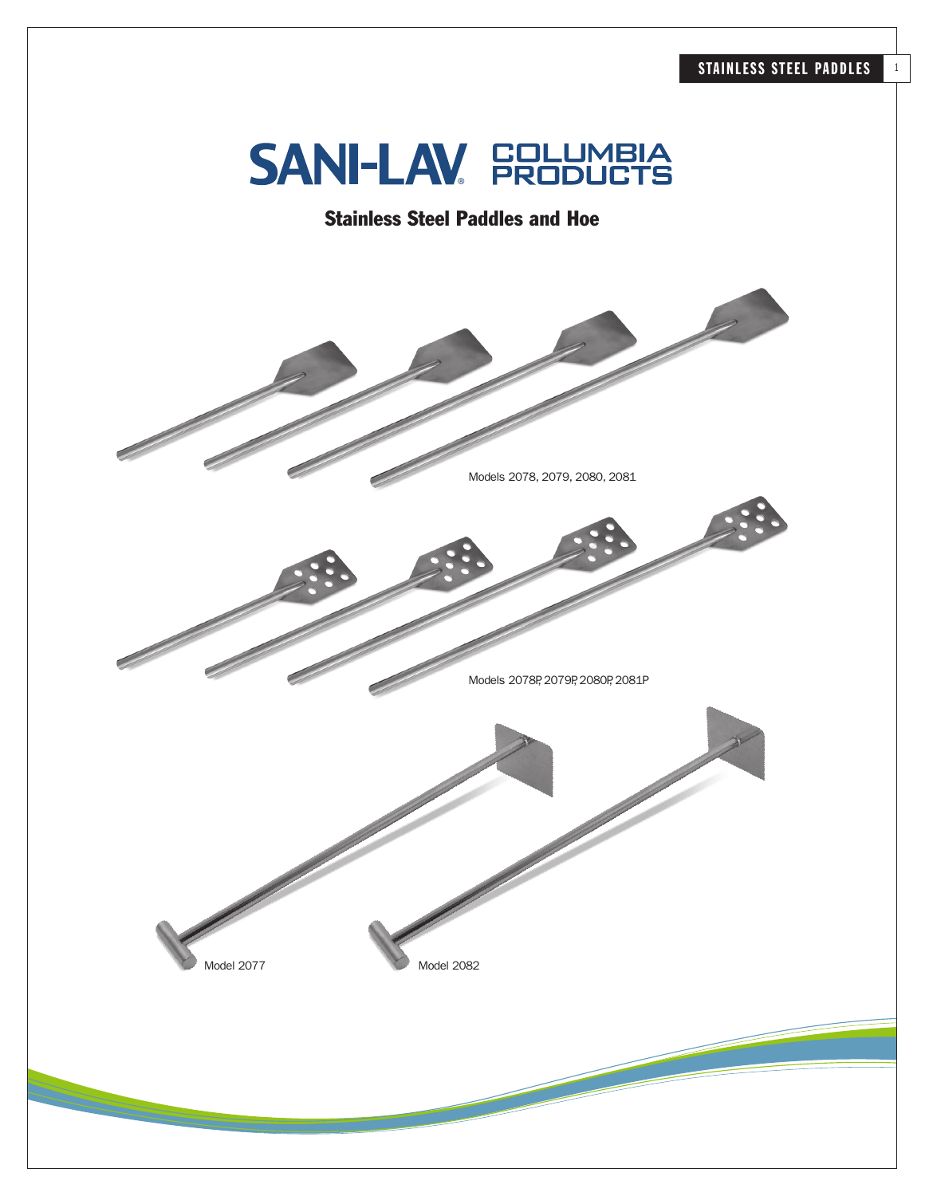SANI-LAV® COLUMBIA PRODUCTS

## Stainless Steel Paddles and Hoe

Models 2078, 2079, 2080, 2081

Models 2078P, 2079P, 2080P, 2081P

Model 2077

Model 2082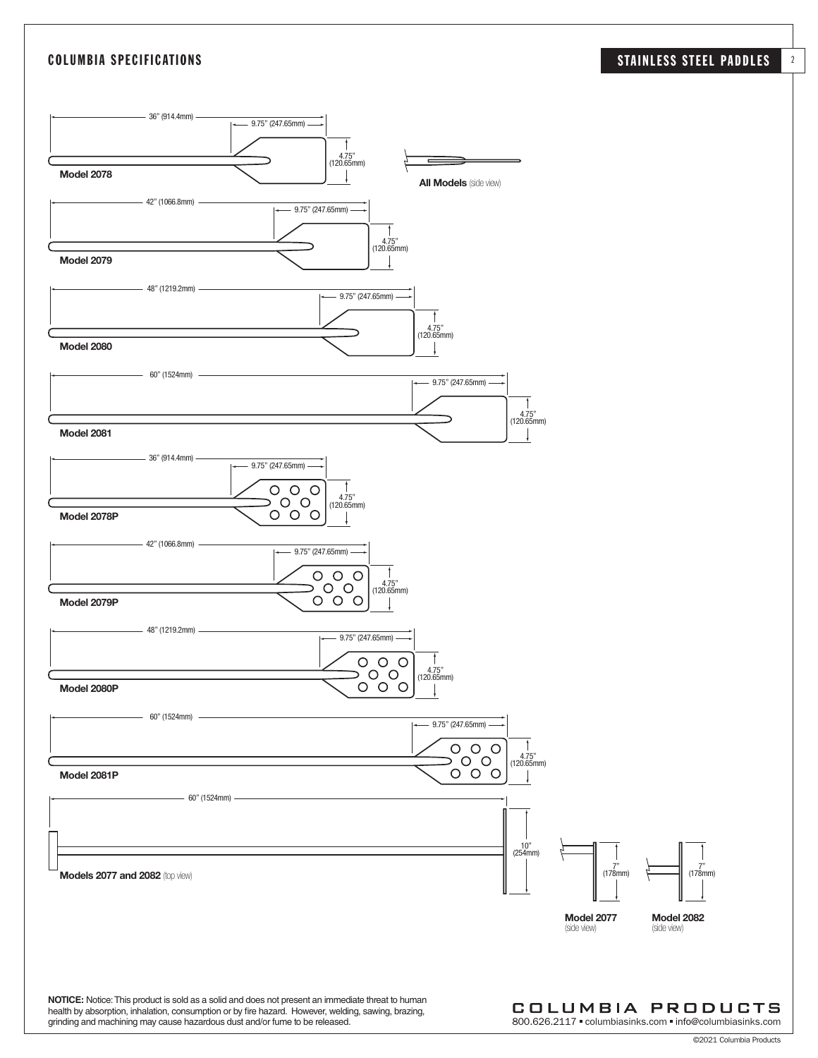## COLUMBIA SPECIFICATIONS

## STAINLESS STEEL PADDLES

36" (914.4mm)
9.75" (247.65mm)
4.75" (120.65mm)
**Model 2078**

**All Models** (side view)

42" (1066.8mm)
9.75" (247.65mm)
4.75" (120.65mm)
**Model 2079**

48" (1219.2mm)
9.75" (247.65mm)
4.75" (120.65mm)
**Model 2080**

60" (1524mm)
9.75" (247.65mm)
4.75" (120.65mm)
**Model 2081**

36" (914.4mm)
9.75" (247.65mm)
4.75" (120.65mm)
**Model 2078P**

42" (1066.8mm)
9.75" (247.65mm)
4.75" (120.65mm)
**Model 2079P**

48" (1219.2mm)
9.75" (247.65mm)
4.75" (120.65mm)
**Model 2080P**

60" (1524mm)
9.75" (247.65mm)
4.75" (120.65mm)
**Model 2081P**

60" (1524mm)
10" (254mm)
**Models 2077 and 2082** (top view)

7" (178mm)
**Model 2077** (side view)

7" (178mm)
**Model 2082** (side view)

**NOTICE:** Notice: This product is sold as a solid and does not present an immediate threat to human health by absorption, inhalation, consumption or by fire hazard. However, welding, sawing, brazing, grinding and machining may cause hazardous dust and/or fume to be released.

COLUMBIA PRODUCTS
800.626.2117 ▪ columbiasinks.com ▪ info@columbiasinks.com

©2021 Columbia Products